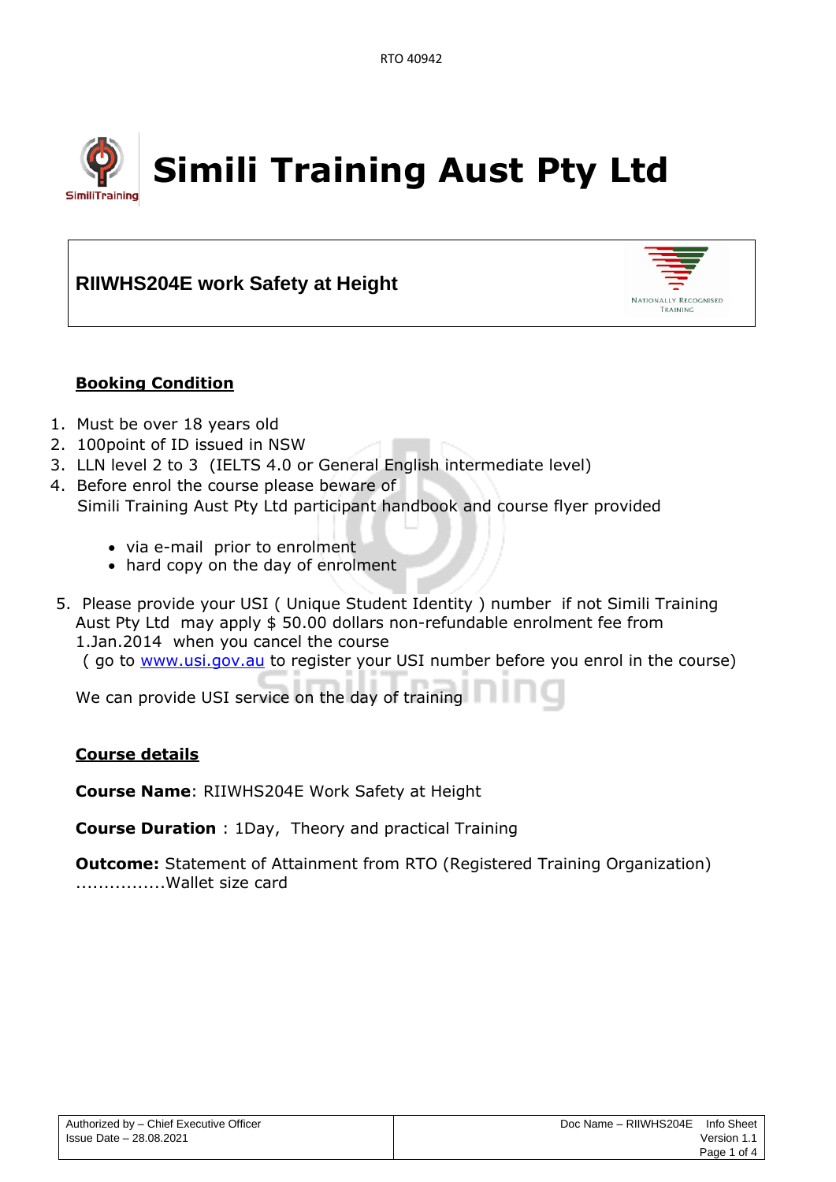# Simili Training Aust Pty Ltd

## RIIWHS204E work Safety at Height

NATIONALLY RECOGNISED TRAINING

**Booking Condition**

1. Must be over 18 years old
2. 100point of ID issued in NSW
3. LLN level 2 to 3 (IELTS 4.0 or General English intermediate level)
4. Before enrol the course please beware of
   Simili Training Aust Pty Ltd participant handbook and course flyer provided
   - via e-mail prior to enrolment
   - hard copy on the day of enrolment
5. Please provide your USI ( Unique Student Identity ) number if not Simili Training Aust Pty Ltd may apply $ 50.00 dollars non-refundable enrolment fee from 1.Jan.2014 when you cancel the course
   ( go to www.usi.gov.au to register your USI number before you enrol in the course)

   We can provide USI service on the day of training

**Course details**

**Course Name**: RIIWHS204E Work Safety at Height

**Course Duration** : 1Day, Theory and practical Training

**Outcome:** Statement of Attainment from RTO (Registered Training Organization) ................Wallet size card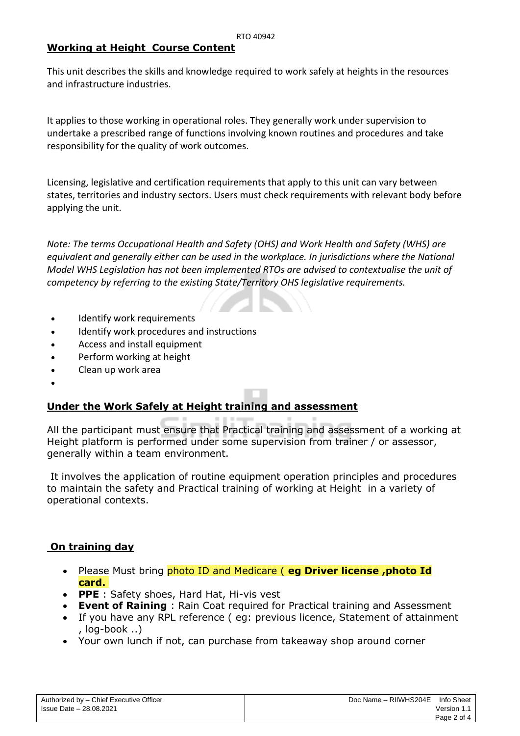## Working at Height Course Content

This unit describes the skills and knowledge required to work safely at heights in the resources and infrastructure industries.

It applies to those working in operational roles. They generally work under supervision to undertake a prescribed range of functions involving known routines and procedures and take responsibility for the quality of work outcomes.

Licensing, legislative and certification requirements that apply to this unit can vary between states, territories and industry sectors. Users must check requirements with relevant body before applying the unit.

*Note: The terms Occupational Health and Safety (OHS) and Work Health and Safety (WHS) are equivalent and generally either can be used in the workplace. In jurisdictions where the National Model WHS Legislation has not been implemented RTOs are advised to contextualise the unit of competency by referring to the existing State/Territory OHS legislative requirements.*

- Identify work requirements
- Identify work procedures and instructions
- Access and install equipment
- Perform working at height
- Clean up work area

## Under the Work Safely at Height training and assessment

All the participant must ensure that Practical training and assessment of a working at Height platform is performed under some supervision from trainer / or assessor, generally within a team environment.

It involves the application of routine equipment operation principles and procedures to maintain the safety and Practical training of working at Height in a variety of operational contexts.

## On training day

- Please Must bring photo ID and Medicare ( **eg Driver license ,photo Id card.**
- **PPE** : Safety shoes, Hard Hat, Hi-vis vest
- **Event of Raining** : Rain Coat required for Practical training and Assessment
- If you have any RPL reference ( eg: previous licence, Statement of attainment , log-book ..)
- Your own lunch if not, can purchase from takeaway shop around corner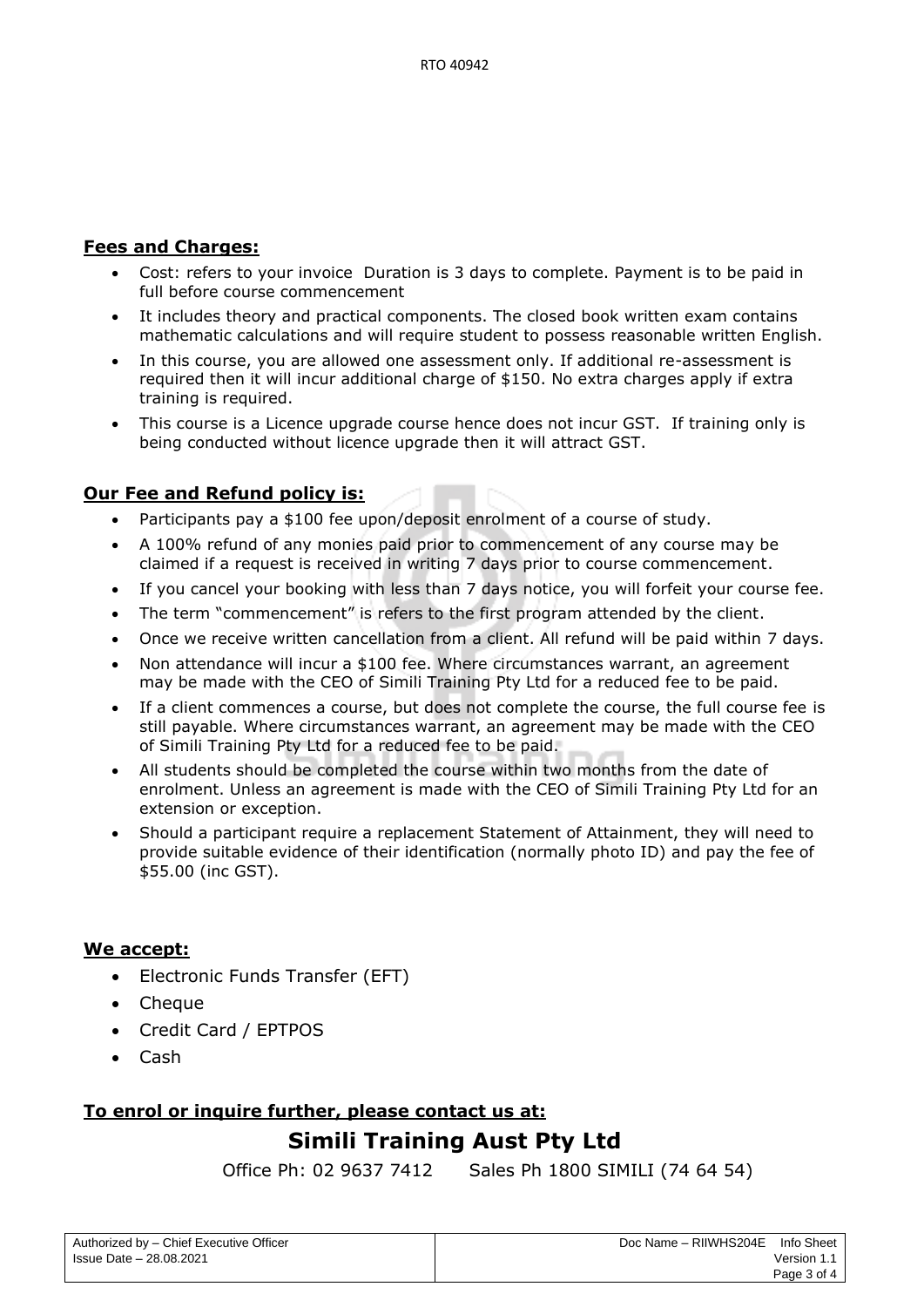**Fees and Charges:**

- Cost: refers to your invoice Duration is 3 days to complete. Payment is to be paid in full before course commencement
- It includes theory and practical components. The closed book written exam contains mathematic calculations and will require student to possess reasonable written English.
- In this course, you are allowed one assessment only. If additional re-assessment is required then it will incur additional charge of $150. No extra charges apply if extra training is required.
- This course is a Licence upgrade course hence does not incur GST. If training only is being conducted without licence upgrade then it will attract GST.

**Our Fee and Refund policy is:**

- Participants pay a $100 fee upon/deposit enrolment of a course of study.
- A 100% refund of any monies paid prior to commencement of any course may be claimed if a request is received in writing 7 days prior to course commencement.
- If you cancel your booking with less than 7 days notice, you will forfeit your course fee.
- The term "commencement" is refers to the first program attended by the client.
- Once we receive written cancellation from a client. All refund will be paid within 7 days.
- Non attendance will incur a $100 fee. Where circumstances warrant, an agreement may be made with the CEO of Simili Training Pty Ltd for a reduced fee to be paid.
- If a client commences a course, but does not complete the course, the full course fee is still payable. Where circumstances warrant, an agreement may be made with the CEO of Simili Training Pty Ltd for a reduced fee to be paid.
- All students should be completed the course within two months from the date of enrolment. Unless an agreement is made with the CEO of Simili Training Pty Ltd for an extension or exception.
- Should a participant require a replacement Statement of Attainment, they will need to provide suitable evidence of their identification (normally photo ID) and pay the fee of $55.00 (inc GST).

**We accept:**

- Electronic Funds Transfer (EFT)
- Cheque
- Credit Card / EPTPOS
- Cash

**To enrol or inquire further, please contact us at:**

## Simili Training Aust Pty Ltd

Office Ph: 02 9637 7412 Sales Ph 1800 SIMILI (74 64 54)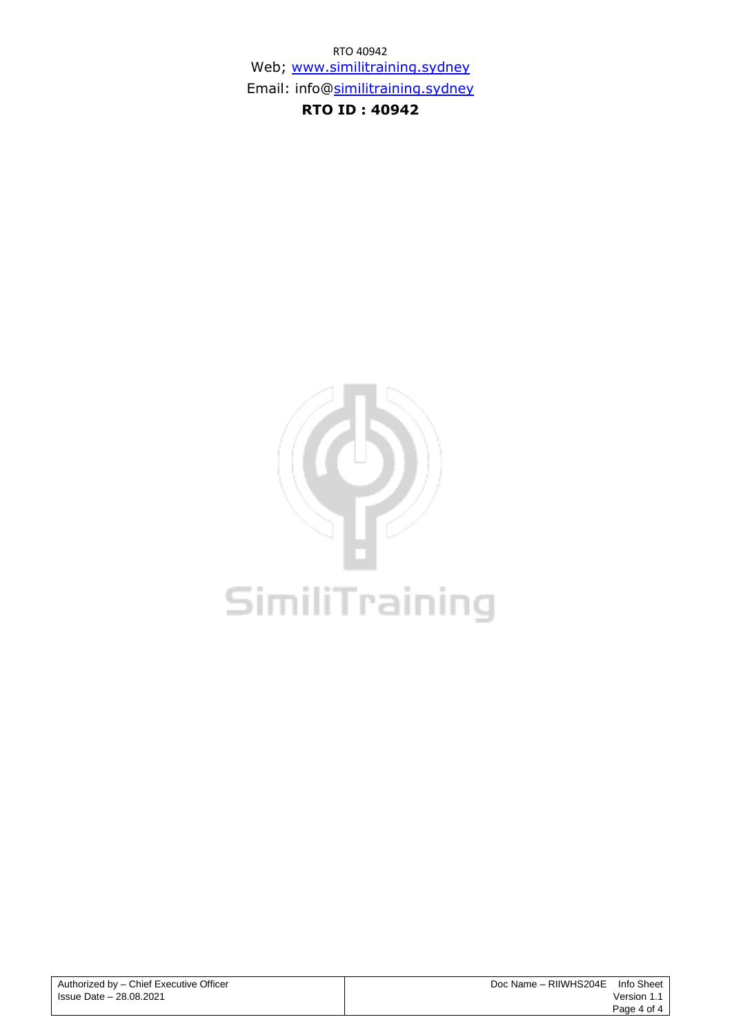RTO 40942

Web; www.similitraining.sydney

Email: info@similitraining.sydney

**RTO ID : 40942**

SimiliTraining